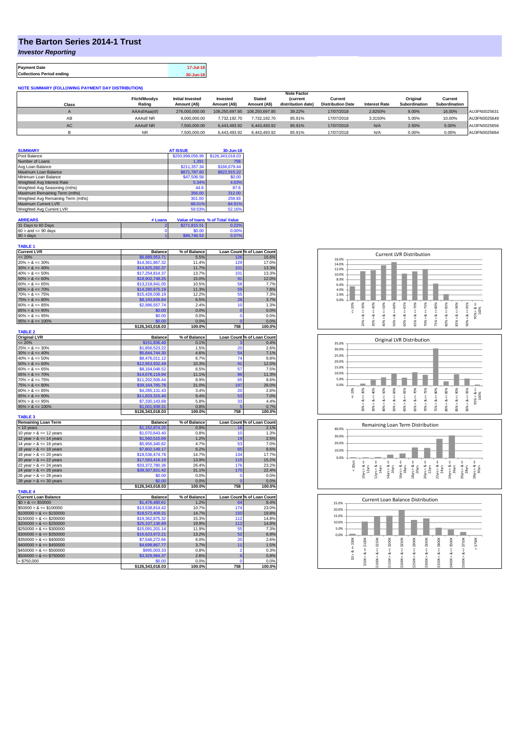# The Barton Series 2014-1 Trust

***Investor Reporting***

| Payment Date | 17-Jul-18 |
|---|---|
| Collections Period ending | 30-Jun-18 |

**NOTE SUMMARY (FOLLOWING PAYMENT DAY DISTRIBUTION)**

| Class | Fitch/Moodys Rating | Initial Invested Amount (A$) | Invested Amount (A$) | Stated Amount (A$) | Note Factor (current distribution date) | Current Distribution Date | Interest Rate | Original Subordination | Current Subordination | |
|---|---|---|---|---|---|---|---|---|---|---|
| A | AAAsf/Aaa(sf) | 276,000,000.00 | 108,250,697.85 | 108,250,697.85 | 39.22% | 17/07/2018 | 2.8250% | 8.00% | 16.00% | AU3FN0025631 |
| AB | AAAsf/ NR | 9,000,000.00 | 7,732,192.70 | 7,732,192.70 | 85.91% | 17/07/2018 | 3.3150% | 5.00% | 10.00% | AU3FN0025649 |
| AC | AAAsf/ NR | 7,500,000.00 | 6,443,493.92 | 6,443,493.92 | 85.91% | 17/07/2018 | N/A | 2.50% | 5.00% | AU3FN0025656 |
| B | NR | 7,500,000.00 | 6,443,493.92 | 6,443,493.92 | 85.91% | 17/07/2018 | N/A | 0.00% | 0.00% | AU3FN0025664 |

| SUMMARY | AT ISSUE | 30-Jun-18 |
|---|---|---|
| Pool Balance | $293,998,056.99 | $126,343,018.03 |
| Number of Loans | 1,391 | 758 |
| Avg Loan Balance | $211,357.34 | $166,679.44 |
| Maximum Loan Balance | $671,787.60 | $622,915.22 |
| Minimum Loan Balance | $47,506.58 | $0.00 |
| Weighted Avg Interest Rate | 5.34% | 4.63% |
| Weighted Avg Seasoning (mths) | 44.6 | 87.6 |
| Maximum Remaining Term (mths) | 356.00 | 312.00 |
| Weighted Avg Remaining Term (mths) | 301.00 | 259.93 |
| Maximum Current LVR | 88.01% | 84.91% |
| Weighted Avg Current LVR | 59.53% | 52.16% |

| ARREARS | # Loans | Value of loans | % of Total Value |
|---|---|---|---|
| 31 Days to 60 Days | 2 | $271,815.51 | 0.22% |
| 60 > and <= 90 days | 0 | $0.00 | 0.00% |
| 90 > days | 1 | $86,746.53 | 0.07% |

**TABLE 1**

| Current LVR | Balance | % of Balance | Loan Count | % of Loan Count |
|---|---|---|---|---|
| <= 20% | $6,889,953.71 | 5.5% | 126 | 16.6% |
| 20% > & <= 30% | $14,361,867.32 | 11.4% | 129 | 17.0% |
| 30% > & <= 40% | $14,825,282.37 | 11.7% | 101 | 13.3% |
| 40% > & <= 50% | $17,254,814.37 | 13.7% | 101 | 13.3% |
| 50% > & <= 60% | $18,902,748.25 | 15.0% | 91 | 12.0% |
| 60% > & <= 65% | $13,218,941.05 | 10.5% | 58 | 7.7% |
| 65% > & <= 70% | $14,280,975.19 | 11.3% | 59 | 7.8% |
| 70% > & <= 75% | $15,428,038.19 | 12.2% | 55 | 7.3% |
| 75% > & <= 80% | $8,193,839.84 | 6.5% | 28 | 3.7% |
| 80% > & <= 85% | $2,986,557.74 | 2.4% | 10 | 1.3% |
| 85% > & <= 90% | $0.00 | 0.0% | 0 | 0.0% |
| 90% > & <= 95% | $0.00 | 0.0% | 0 | 0.0% |
| 95% > & <= 100% | $0.00 | 0.0% | 0 | 0.0% |
| | $126,343,018.03 | 100.0% | 758 | 100.0% |

**TABLE 2**

| Original LVR | Balance | % of Balance | Loan Count | % of Loan Count |
|---|---|---|---|---|
| <= 20% | $151,836.40 | 0.1% | 3 | 0.4% |
| 25% > & <= 30% | $1,856,523.22 | 1.5% | 20 | 2.6% |
| 30% > & <= 40% | $5,844,744.30 | 4.6% | 54 | 7.1% |
| 40% > & <= 50% | $8,476,011.12 | 6.7% | 74 | 9.8% |
| 50% > & <= 60% | $12,953,932.49 | 10.3% | 91 | 12.0% |
| 60% > & <= 65% | $8,164,048.52 | 6.5% | 57 | 7.5% |
| 65% > & <= 70% | $14,078,119.94 | 11.1% | 86 | 11.3% |
| 70% > & <= 75% | $11,202,506.44 | 8.9% | 65 | 8.6% |
| 75% > & <= 80% | $39,164,765.78 | 31.0% | 197 | 26.0% |
| 80% > & <= 85% | $4,285,131.43 | 3.4% | 20 | 2.6% |
| 85% > & <= 90% | $11,833,315.40 | 9.4% | 53 | 7.0% |
| 90% > & <= 95% | $7,330,143.68 | 5.8% | 33 | 4.4% |
| 95% > & <= 100% | $1,001,939.31 | 0.8% | 5 | 0.7% |
| | $126,343,018.03 | 100.0% | 758 | 100.0% |

**TABLE 3**

| Remaining Loan Term | Balance | % of Balance | Loan Count | % of Loan Count |
|---|---|---|---|---|
| < 10 years | $1,152,874.20 | 0.9% | 16 | 2.1% |
| 10 year > & <= 12 years | $1,070,643.40 | 0.8% | 10 | 1.3% |
| 12 year > & <= 14 years | $1,560,515.69 | 1.2% | 19 | 2.5% |
| 14 year > & <= 16 years | $5,956,340.82 | 4.7% | 53 | 7.0% |
| 16 year > & <= 18 years | $7,802,149.17 | 6.2% | 65 | 8.6% |
| 18 year > & <= 20 years | $18,536,474.78 | 14.7% | 134 | 17.7% |
| 20 year > & <= 22 years | $17,583,418.19 | 13.9% | 115 | 15.2% |
| 22 year > & <= 24 years | $33,372,780.36 | 26.4% | 176 | 23.2% |
| 24 year > & <= 26 years | $39,307,821.42 | 31.1% | 170 | 22.4% |
| 26 year > & <= 28 years | $0.00 | 0.0% | 0 | 0.0% |
| 28 year > & <= 30 years | $0.00 | 0.0% | 0 | 0.0% |
| | $126,343,018.03 | 100.0% | 758 | 100.0% |

**TABLE 4**

| Current Loan Balance | Balance | % of Balance | Loan Count | % of Loan Count |
|---|---|---|---|---|
| $0 > & <= $50000 | $1,476,480.61 | 1.2% | 64 | 8.4% |
| $50000 > & <= $100000 | $13,538,814.42 | 10.7% | 174 | 23.0% |
| $100000 > & <= $150000 | $18,572,409.31 | 14.7% | 150 | 19.8% |
| $150000 > & <= $200000 | $19,362,875.32 | 15.3% | 112 | 14.8% |
| $200000 > & <= $250000 | $25,107,136.89 | 19.9% | 112 | 14.8% |
| $250000 > & <= $300000 | $15,091,201.14 | 11.9% | 55 | 7.3% |
| $300000 > & <= $350000 | $16,623,972.21 | 13.2% | 52 | 6.9% |
| $350000 > & <= $400000 | $7,546,272.66 | 6.0% | 20 | 2.6% |
| $400000 > & <= $450000 | $4,698,867.77 | 3.7% | 11 | 1.5% |
| $450000 > & <= $500000 | $995,003.33 | 0.8% | 2 | 0.3% |
| $500000 > & <= $750000 | $3,329,984.37 | 2.6% | 6 | 0.8% |
| > $750,000 | $0.00 | 0.0% | 0 | 0.0% |
| | $126,343,018.03 | 100.0% | 758 | 100.0% |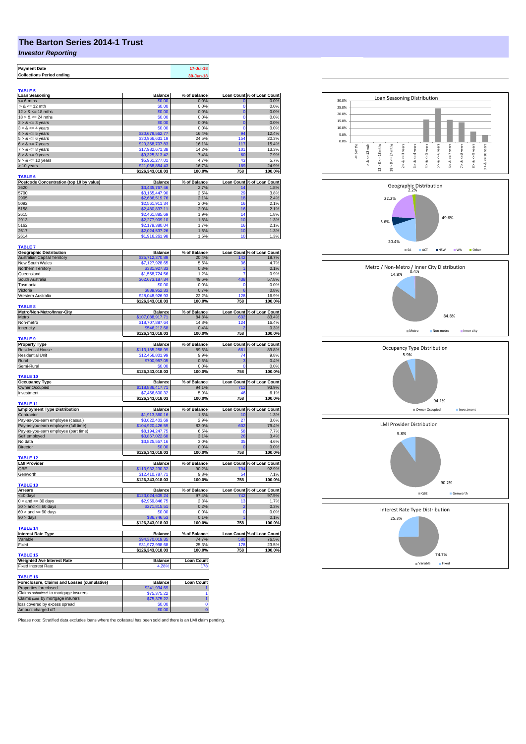# The Barton Series 2014-1 Trust

***Investor Reporting***

| | |
|---|---|
| **Payment Date** | 17-Jul-18 |
| **Collections Period ending** | 30-Jun-18 |

**TABLE 5**

| Loan Seasoning | Balance | % of Balance | Loan Count | % of Loan Count |
|---|---|---|---|---|
| <= 6 mths | $0.00 | 0.0% | 0 | 0.0% |
| > & <= 12 mth | $0.00 | 0.0% | 0 | 0.0% |
| 12 > & <= 18 mths | $0.00 | 0.0% | 0 | 0.0% |
| 18 > & <= 24 mths | $0.00 | 0.0% | 0 | 0.0% |
| 2 > & <= 3 years | $0.00 | 0.0% | 0 | 0.0% |
| 3 > & <= 4 years | $0.00 | 0.0% | 0 | 0.0% |
| 4 > & <= 5 years | $20,679,562.77 | 16.4% | 94 | 12.4% |
| 5 > & <= 6 years | $30,966,631.19 | 24.5% | 154 | 20.3% |
| 6 > & <= 7 years | $20,358,707.83 | 16.1% | 117 | 15.4% |
| 7 > & <= 8 years | $17,982,671.38 | 14.2% | 101 | 13.3% |
| 8 > & <= 9 years | $9,325,313.42 | 7.4% | 60 | 7.9% |
| 9 > & <= 10 years | $5,961,277.01 | 4.7% | 43 | 5.7% |
| > 10 years | $21,068,854.43 | 16.7% | 189 | 24.9% |
| | $126,343,018.03 | 100.0% | 758 | 100.0% |

**TABLE 6**

| Postcode Concentration (top 10 by value) | Balance | % of Balance | Loan Count | % of Loan Count |
|---|---|---|---|---|
| 2620 | $3,435,767.46 | 2.7% | 14 | 1.8% |
| 5700 | $3,165,447.90 | 2.5% | 29 | 3.8% |
| 2905 | $2,686,519.76 | 2.1% | 18 | 2.4% |
| 5092 | $2,561,911.34 | 2.0% | 16 | 2.1% |
| 5158 | $2,480,837.11 | 2.0% | 16 | 2.1% |
| 2615 | $2,461,885.69 | 1.9% | 14 | 1.8% |
| 2913 | $2,277,909.10 | 1.8% | 10 | 1.3% |
| 5162 | $2,179,380.04 | 1.7% | 16 | 2.1% |
| 2617 | $2,024,537.26 | 1.6% | 10 | 1.3% |
| 2614 | $1,916,261.98 | 1.5% | 10 | 1.3% |

**TABLE 7**

| Geographic Distribution | Balance | % of Balance | Loan Count | % of Loan Count |
|---|---|---|---|---|
| Australian Capital Territory | $25,712,370.89 | 20.4% | 142 | 18.7% |
| New South Wales | $7,127,928.65 | 5.6% | 36 | 4.7% |
| Northern Territory | $331,927.33 | 0.3% | 1 | 0.1% |
| Queensland | $1,558,724.56 | 1.2% | 7 | 0.9% |
| South Australia | $62,673,187.34 | 49.6% | 438 | 57.8% |
| Tasmania | $0.00 | 0.0% | 0 | 0.0% |
| Victoria | $889,952.33 | 0.7% | 6 | 0.8% |
| Western Australia | $28,048,926.93 | 22.2% | 128 | 16.9% |
| | $126,343,018.03 | 100.0% | 758 | 100.0% |

**TABLE 8**

| Metro/Non-Metro/Inner-City | Balance | % of Balance | Loan Count | % of Loan Count |
|---|---|---|---|---|
| Metro | $107,088,917.71 | 84.8% | 632 | 83.4% |
| Non-metro | $18,707,887.64 | 14.8% | 124 | 16.4% |
| Inner city | $546,212.68 | 0.4% | 2 | 0.3% |
| | $126,343,018.03 | 100.0% | 758 | 100.0% |

**TABLE 9**

| Property Type | Balance | % of Balance | Loan Count | % of Loan Count |
|---|---|---|---|---|
| Residential House | $113,185,258.99 | 89.6% | 681 | 89.8% |
| Residential Unit | $12,456,801.99 | 9.9% | 74 | 9.8% |
| Rural | $700,957.05 | 0.6% | 3 | 0.4% |
| Semi-Rural | $0.00 | 0.0% | 0 | 0.0% |
| | $126,343,018.03 | 100.0% | 758 | 100.0% |

**TABLE 10**

| Occupancy Type | Balance | % of Balance | Loan Count | % of Loan Count |
|---|---|---|---|---|
| Owner Occupied | $118,886,417.71 | 94.1% | 712 | 93.9% |
| Investment | $7,456,600.32 | 5.9% | 46 | 6.1% |
| | $126,343,018.03 | 100.0% | 758 | 100.0% |

**TABLE 11**

| Employment Type Distribution | Balance | % of Balance | Loan Count | % of Loan Count |
|---|---|---|---|---|
| Contractor | $1,913,360.16 | 1.5% | 10 | 1.3% |
| Pay-as-you-earn employee (casual) | $3,622,403.69 | 2.9% | 27 | 3.6% |
| Pay-as-you-earn employee (full time) | $104,920,426.59 | 83.0% | 602 | 79.4% |
| Pay-as-you-earn employee (part time) | $8,194,247.75 | 6.5% | 58 | 7.7% |
| Self employed | $3,867,022.68 | 3.1% | 26 | 3.4% |
| No data | $3,825,557.16 | 3.0% | 35 | 4.6% |
| Director | $0.00 | 0.0% | 0 | 0.0% |
| | $126,343,018.03 | 100.0% | 758 | 100.0% |

**TABLE 12**

| LMI Provider | Balance | % of Balance | Loan Count | % of Loan Count |
|---|---|---|---|---|
| QBE | $113,932,230.32 | 90.2% | 704 | 92.9% |
| Genworth | $12,410,787.71 | 9.8% | 54 | 7.1% |
| | $126,343,018.03 | 100.0% | 758 | 100.0% |

**TABLE 13**

| Arrears | Balance | % of Balance | Loan Count | % of Loan Count |
|---|---|---|---|---|
| <=0 days | $123,024,609.24 | 97.4% | 742 | 97.9% |
| 0 > and <= 30 days | $2,959,846.75 | 2.3% | 13 | 1.7% |
| 30 > and <= 60 days | $271,815.51 | 0.2% | 2 | 0.3% |
| 60 > and <= 90 days | $0.00 | 0.0% | 0 | 0.0% |
| 90 > days | $86,746.53 | 0.1% | 1 | 0.1% |
| | $126,343,018.03 | 100.0% | 758 | 100.0% |

**TABLE 14**

| Interest Rate Type | Balance | % of Balance | Loan Count | % of Loan Count |
|---|---|---|---|---|
| Variable | $94,370,019.35 | 74.7% | 580 | 76.5% |
| Fixed | $31,972,998.68 | 25.3% | 178 | 23.5% |
| | $126,343,018.03 | 100.0% | 758 | 100.0% |

**TABLE 15**

| Weighted Ave Interest Rate | Balance | Loan Count |
|---|---|---|
| Fixed Interest Rate | 4.28% | 178 |

**TABLE 16**

| Foreclosure, Claims and Losses (cumulative) | Balance | Loan Count |
|---|---|---|
| Properties foreclosed | $241,934.69 | 1 |
| Claims *submitted* to mortgage insurers | $75,375.22 | 1 |
| Claims *paid* by mortgage insurers | $75,375.22 | 1 |
| loss covered by excess spread | $0.00 | 0 |
| Amount charged off | $0.00 | 0 |

Please note: Stratified data excludes loans where the collateral has been sold and there is an LMI claim pending.

Loan Seasoning Distribution
30.0%
25.0%
20.0%
15.0%
10.0%
5.0%
0.0%
<= 6 mths
> & <= 12 mth
12 > & <= 18 mths
18 > & <= 24 mths
2 > & <= 3 years
3 > & <= 4 years
4 > & <= 5 years
5 > & <= 6 years
6 > & <= 7 years
7 > & <= 8 years
8 > & <= 9 years
9 > & <= 10 years

Geographic Distribution
2.2%
22.2%
5.6%
20.4%
49.6%
SA ACT NSW WA Other

Metro / Non-Metro / Inner City Distribution
0.4%
14.8%
84.8%
Metro Non-metro Inner city

Occupancy Type Distribution
5.9%
94.1%
Owner Occupied Investment

LMI Provider Distribution
9.8%
90.2%
QBE Genworth

Interest Rate Type Distribution
25.3%
74.7%
Variable Fixed